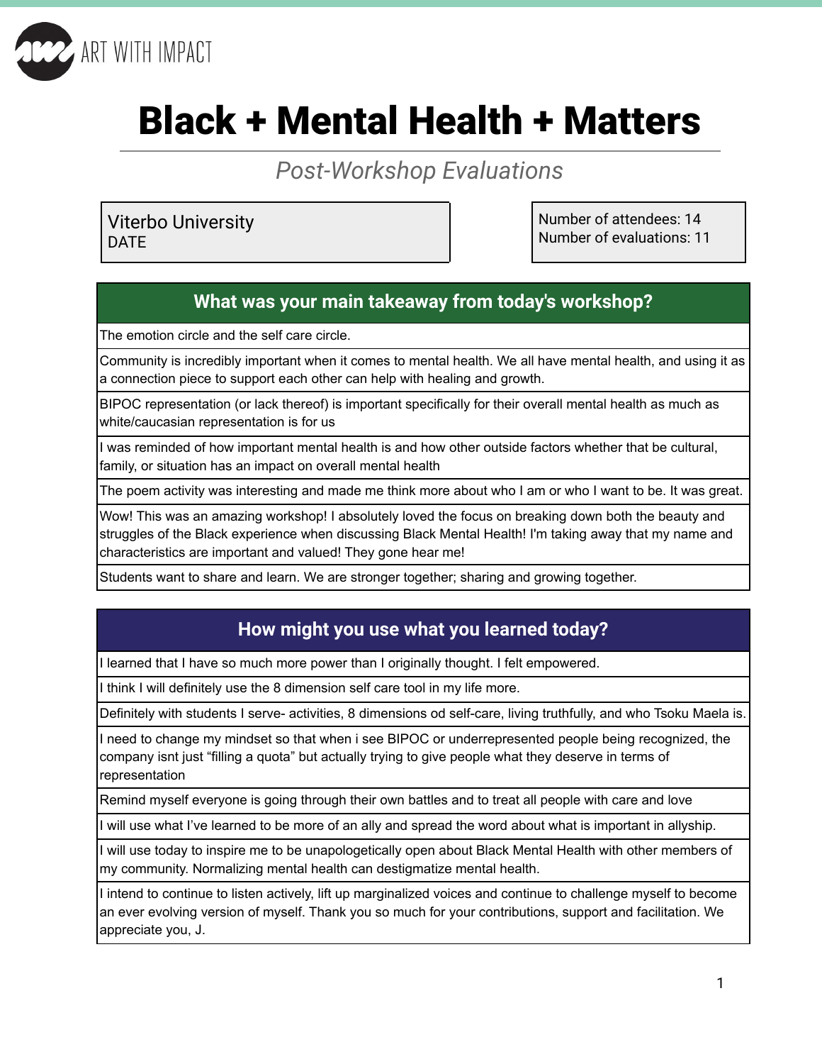ART WITH IMPACT

# Black + Mental Health + Matters

*Post-Workshop Evaluations*

| Viterbo University<br>DATE | Number of attendees: 14<br>Number of evaluations: 11 |
|---|---|

| What was your main takeaway from today's workshop? |
|---|
| The emotion circle and the self care circle. |
| Community is incredibly important when it comes to mental health. We all have mental health, and using it as a connection piece to support each other can help with healing and growth. |
| BIPOC representation (or lack thereof) is important specifically for their overall mental health as much as white/caucasian representation is for us |
| I was reminded of how important mental health is and how other outside factors whether that be cultural, family, or situation has an impact on overall mental health |
| The poem activity was interesting and made me think more about who I am or who I want to be. It was great. |
| Wow! This was an amazing workshop! I absolutely loved the focus on breaking down both the beauty and struggles of the Black experience when discussing Black Mental Health! I'm taking away that my name and characteristics are important and valued! They gone hear me! |
| Students want to share and learn. We are stronger together; sharing and growing together. |

| How might you use what you learned today? |
|---|
| I learned that I have so much more power than I originally thought. I felt empowered. |
| I think I will definitely use the 8 dimension self care tool in my life more. |
| Definitely with students I serve- activities, 8 dimensions od self-care, living truthfully, and who Tsoku Maela is. |
| I need to change my mindset so that when i see BIPOC or underrepresented people being recognized, the company isnt just "filling a quota" but actually trying to give people what they deserve in terms of representation |
| Remind myself everyone is going through their own battles and to treat all people with care and love |
| I will use what I've learned to be more of an ally and spread the word about what is important in allyship. |
| I will use today to inspire me to be unapologetically open about Black Mental Health with other members of my community. Normalizing mental health can destigmatize mental health. |
| I intend to continue to listen actively, lift up marginalized voices and continue to challenge myself to become an ever evolving version of myself. Thank you so much for your contributions, support and facilitation. We appreciate you, J. |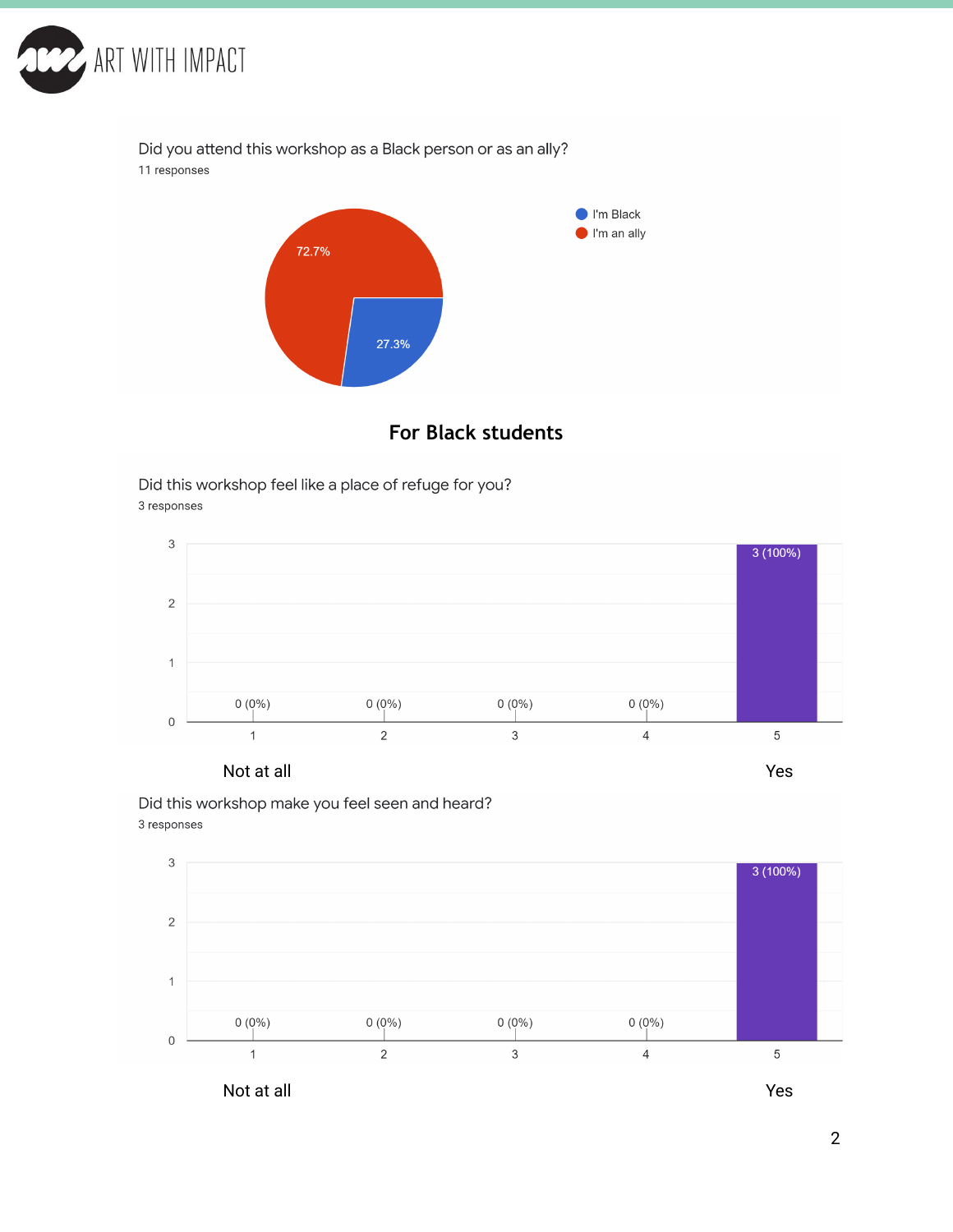Did you attend this workshop as a Black person or as an ally?

11 responses

| Response | Percentage |
|---|---|
| I'm Black | 27.3% |
| I'm an ally | 72.7% |

## For Black students

Did this workshop feel like a place of refuge for you?

3 responses

| Rating | Responses |
|---|---|
| 1 (Not at all) | 0 (0%) |
| 2 | 0 (0%) |
| 3 | 0 (0%) |
| 4 | 0 (0%) |
| 5 (Yes) | 3 (100%) |

Did this workshop make you feel seen and heard?

3 responses

| Rating | Responses |
|---|---|
| 1 (Not at all) | 0 (0%) |
| 2 | 0 (0%) |
| 3 | 0 (0%) |
| 4 | 0 (0%) |
| 5 (Yes) | 3 (100%) |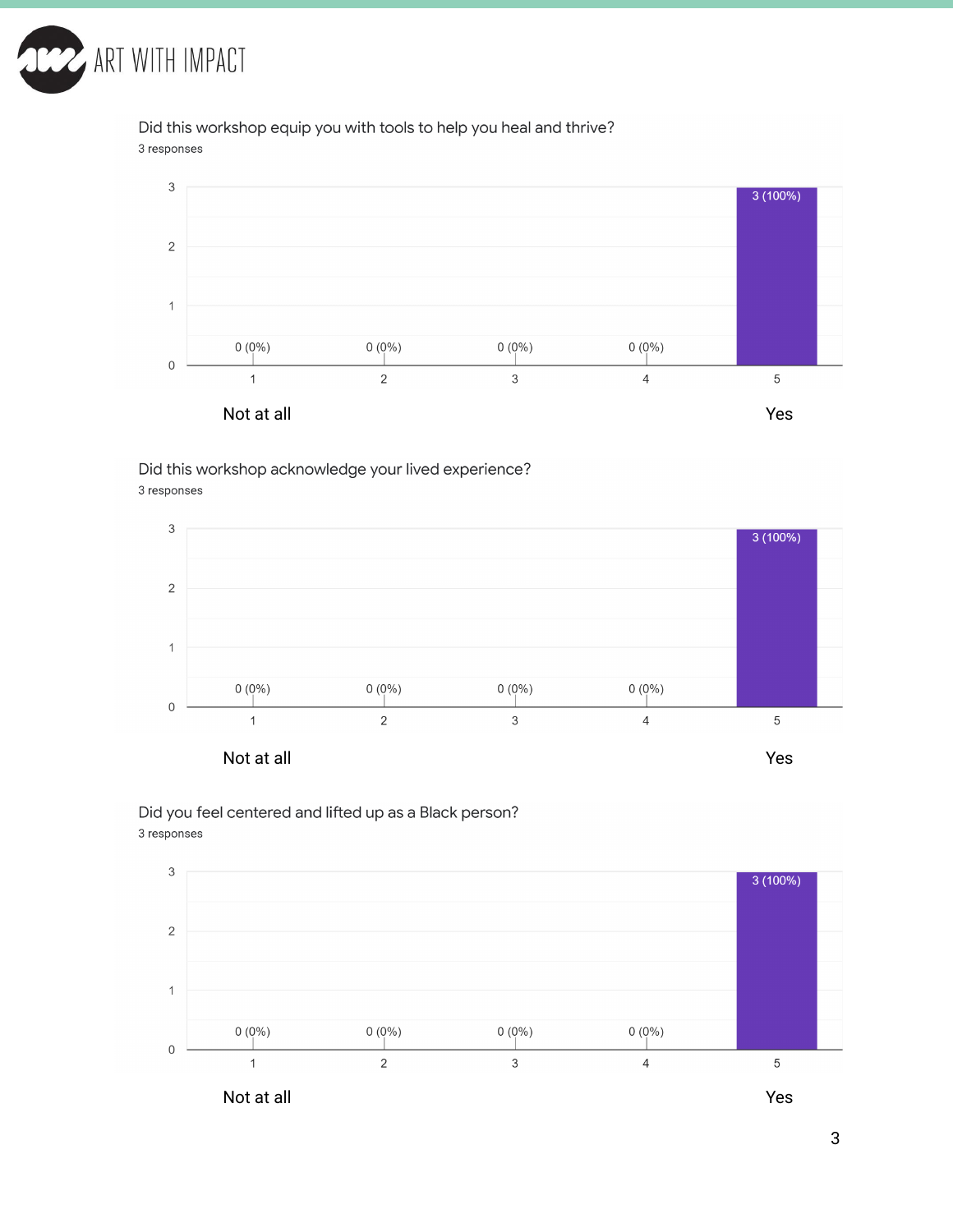Did this workshop equip you with tools to help you heal and thrive?

3 responses

| Rating | Responses |
|---|---|
| 1 (Not at all) | 0 (0%) |
| 2 | 0 (0%) |
| 3 | 0 (0%) |
| 4 | 0 (0%) |
| 5 (Yes) | 3 (100%) |

Did this workshop acknowledge your lived experience?

3 responses

| Rating | Responses |
|---|---|
| 1 (Not at all) | 0 (0%) |
| 2 | 0 (0%) |
| 3 | 0 (0%) |
| 4 | 0 (0%) |
| 5 (Yes) | 3 (100%) |

Did you feel centered and lifted up as a Black person?

3 responses

| Rating | Responses |
|---|---|
| 1 (Not at all) | 0 (0%) |
| 2 | 0 (0%) |
| 3 | 0 (0%) |
| 4 | 0 (0%) |
| 5 (Yes) | 3 (100%) |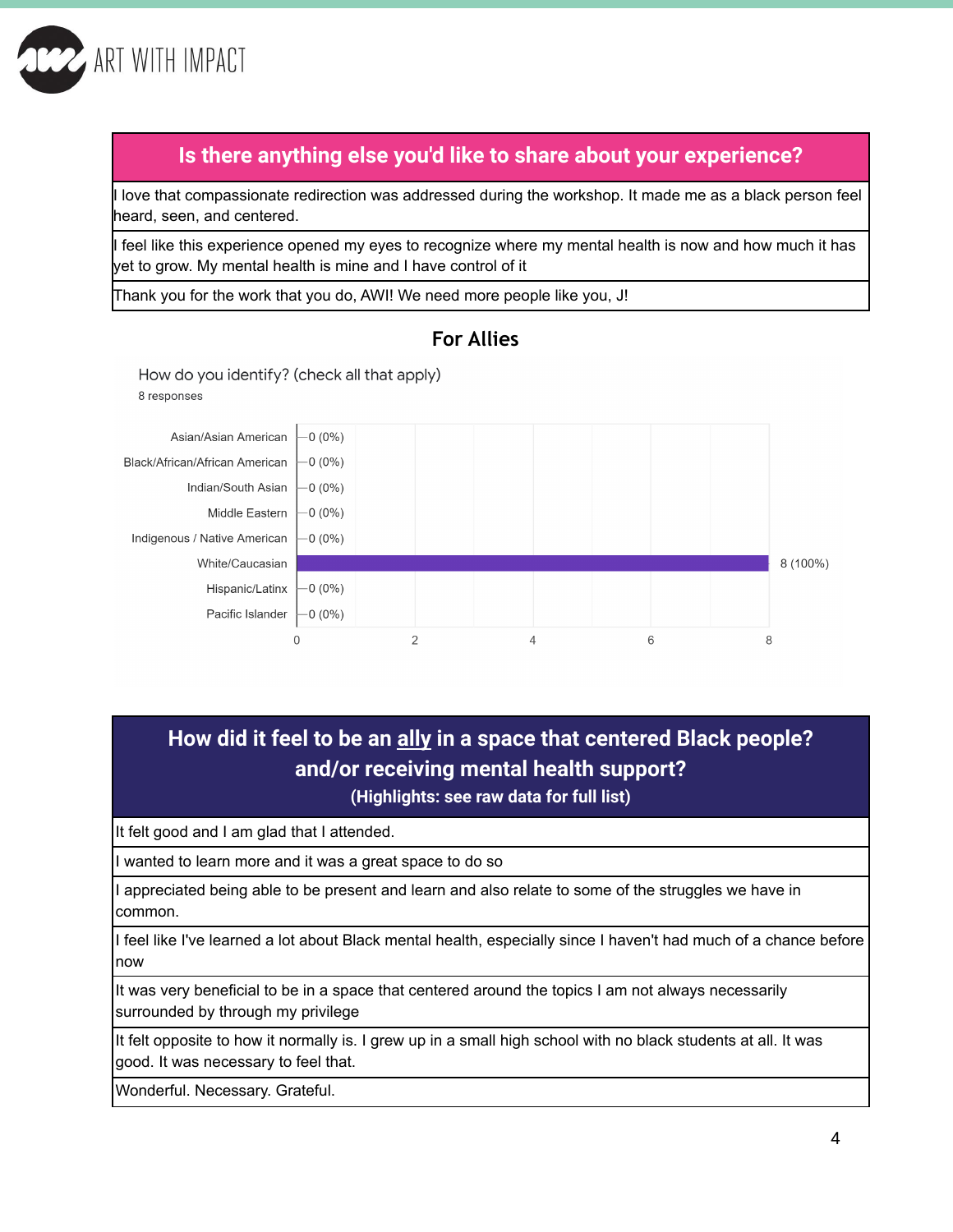| Is there anything else you'd like to share about your experience? |
|---|
| I love that compassionate redirection was addressed during the workshop. It made me as a black person feel heard, seen, and centered. |
| I feel like this experience opened my eyes to recognize where my mental health is now and how much it has yet to grow. My mental health is mine and I have control of it |
| Thank you for the work that you do, AWI! We need more people like you, J! |

## For Allies

How do you identify? (check all that apply)

8 responses

| Identity | Responses |
|---|---|
| Asian/Asian American | 0 (0%) |
| Black/African/African American | 0 (0%) |
| Indian/South Asian | 0 (0%) |
| Middle Eastern | 0 (0%) |
| Indigenous / Native American | 0 (0%) |
| White/Caucasian | 8 (100%) |
| Hispanic/Latinx | 0 (0%) |
| Pacific Islander | 0 (0%) |

| How did it feel to be an ally in a space that centered Black people? and/or receiving mental health support? (Highlights: see raw data for full list) |
|---|
| It felt good and I am glad that I attended. |
| I wanted to learn more and it was a great space to do so |
| I appreciated being able to be present and learn and also relate to some of the struggles we have in common. |
| I feel like I've learned a lot about Black mental health, especially since I haven't had much of a chance before now |
| It was very beneficial to be in a space that centered around the topics I am not always necessarily surrounded by through my privilege |
| It felt opposite to how it normally is. I grew up in a small high school with no black students at all. It was good. It was necessary to feel that. |
| Wonderful. Necessary. Grateful. |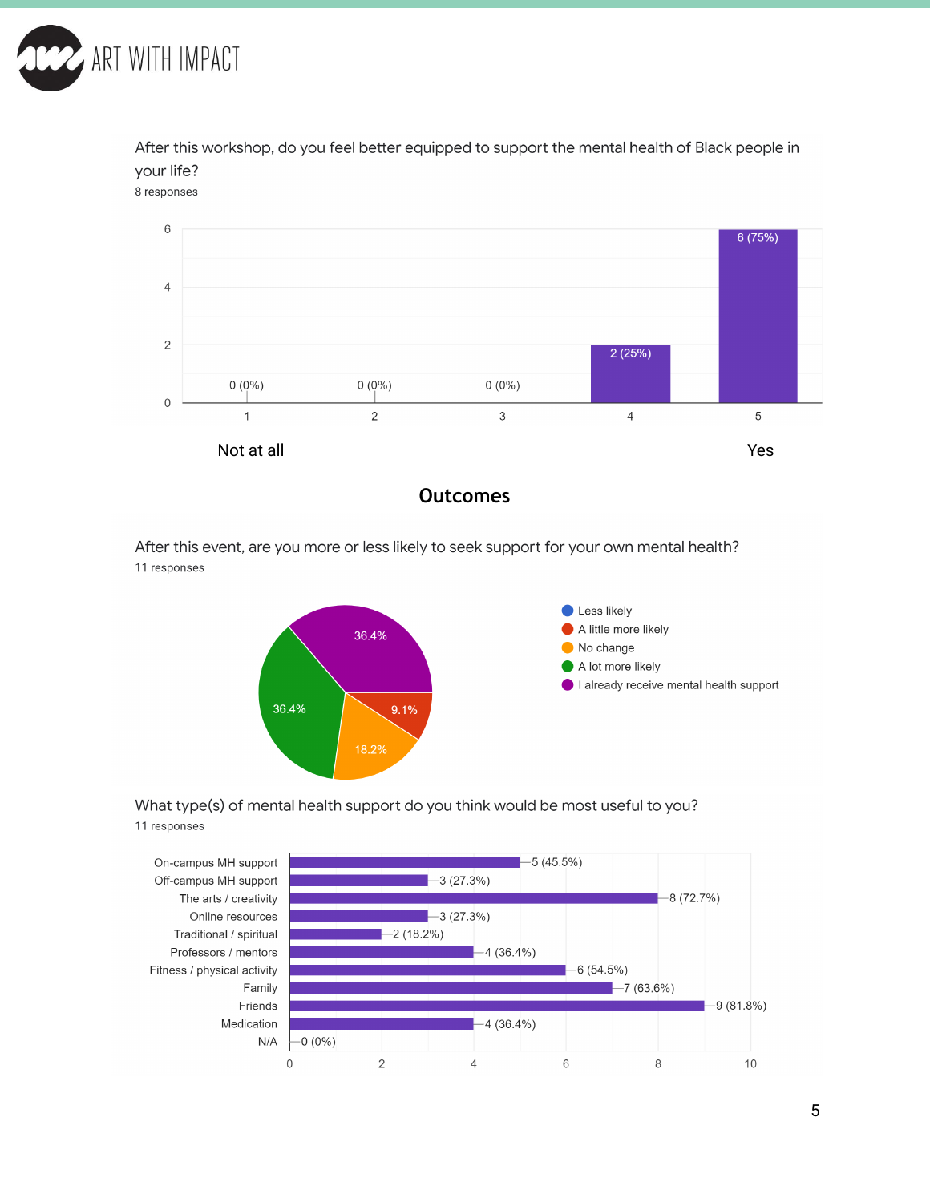After this workshop, do you feel better equipped to support the mental health of Black people in your life?

8 responses

| Rating | Responses |
|---|---|
| 1 (Not at all) | 0 (0%) |
| 2 | 0 (0%) |
| 3 | 0 (0%) |
| 4 | 2 (25%) |
| 5 (Yes) | 6 (75%) |

## Outcomes

After this event, are you more or less likely to seek support for your own mental health?

11 responses

| Response | Percentage |
|---|---|
| Less likely | |
| A little more likely | 9.1% |
| No change | 18.2% |
| A lot more likely | 36.4% |
| I already receive mental health support | 36.4% |

What type(s) of mental health support do you think would be most useful to you?

11 responses

| Type of support | Responses |
|---|---|
| On-campus MH support | 5 (45.5%) |
| Off-campus MH support | 3 (27.3%) |
| The arts / creativity | 8 (72.7%) |
| Online resources | 3 (27.3%) |
| Traditional / spiritual | 2 (18.2%) |
| Professors / mentors | 4 (36.4%) |
| Fitness / physical activity | 6 (54.5%) |
| Family | 7 (63.6%) |
| Friends | 9 (81.8%) |
| Medication | 4 (36.4%) |
| N/A | 0 (0%) |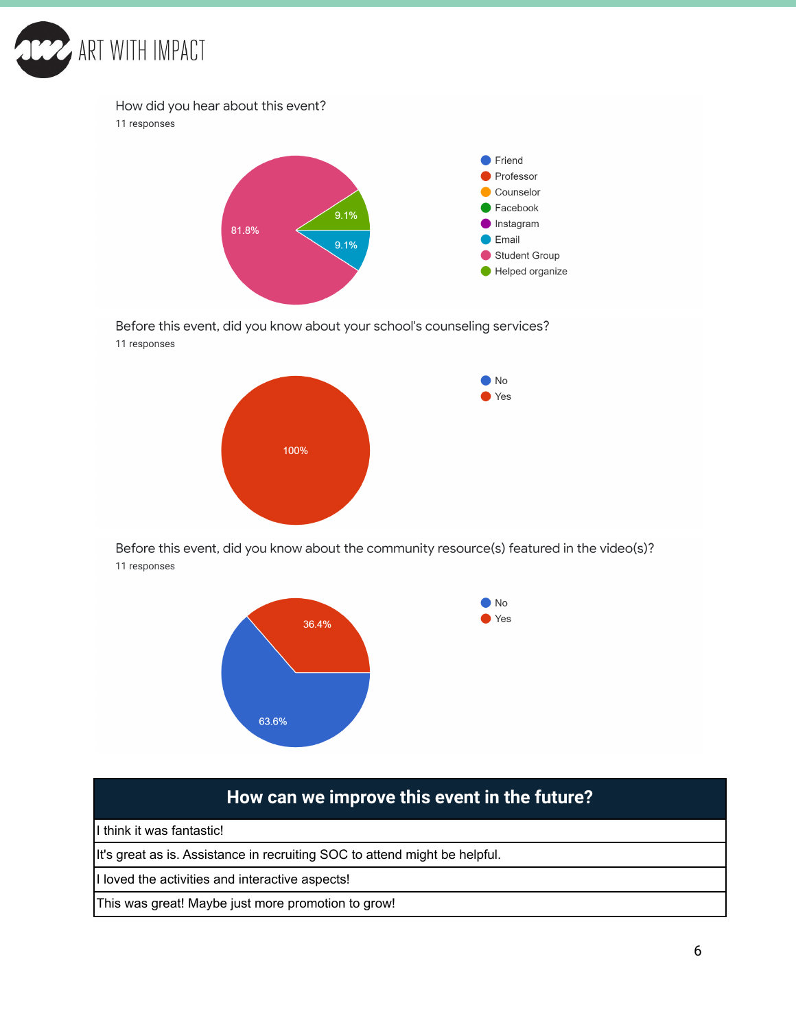How did you hear about this event?

11 responses

- Friend
- Professor
- Counselor
- Facebook
- Instagram
- Email: 9.1%
- Student Group: 81.8%
- Helped organize: 9.1%

Before this event, did you know about your school's counseling services?

11 responses

- No
- Yes: 100%

Before this event, did you know about the community resource(s) featured in the video(s)?

11 responses

- No: 63.6%
- Yes: 36.4%

| How can we improve this event in the future? |
|---|
| I think it was fantastic! |
| It's great as is. Assistance in recruiting SOC to attend might be helpful. |
| I loved the activities and interactive aspects! |
| This was great! Maybe just more promotion to grow! |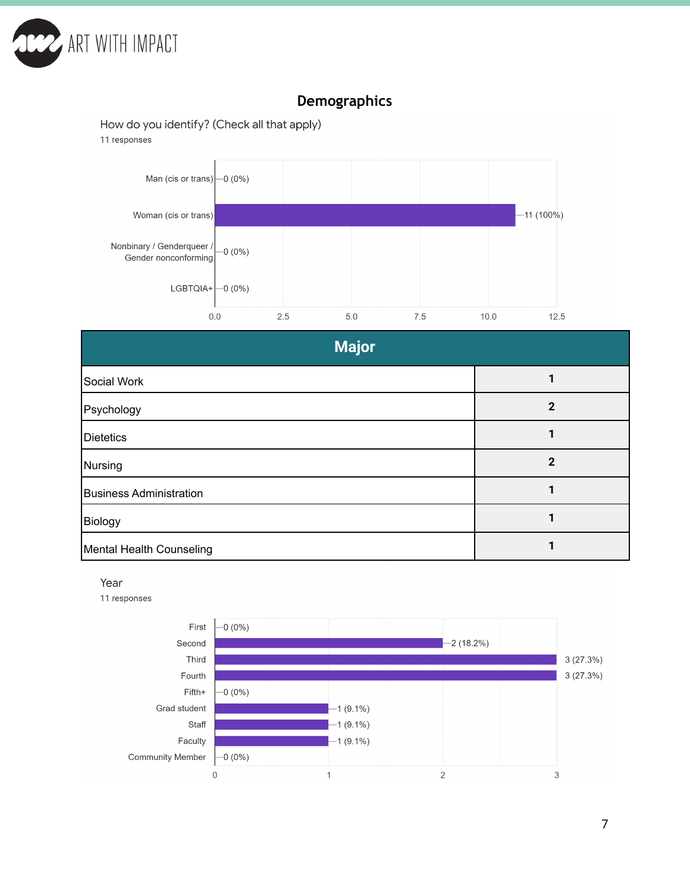## Demographics

How do you identify? (Check all that apply)

11 responses

Man (cis or trans) — 0 (0%)

Woman (cis or trans) — 11 (100%)

Nonbinary / Genderqueer / Gender nonconforming — 0 (0%)

LGBTQIA+ — 0 (0%)

0.0 2.5 5.0 7.5 10.0 12.5

| Major | |
|---|---|
| Social Work | **1** |
| Psychology | **2** |
| Dietetics | **1** |
| Nursing | **2** |
| Business Administration | **1** |
| Biology | **1** |
| Mental Health Counseling | **1** |

Year

11 responses

First — 0 (0%)

Second — 2 (18.2%)

Third — 3 (27.3%)

Fourth — 3 (27.3%)

Fifth+ — 0 (0%)

Grad student — 1 (9.1%)

Staff — 1 (9.1%)

Faculty — 1 (9.1%)

Community Member — 0 (0%)

0 1 2 3